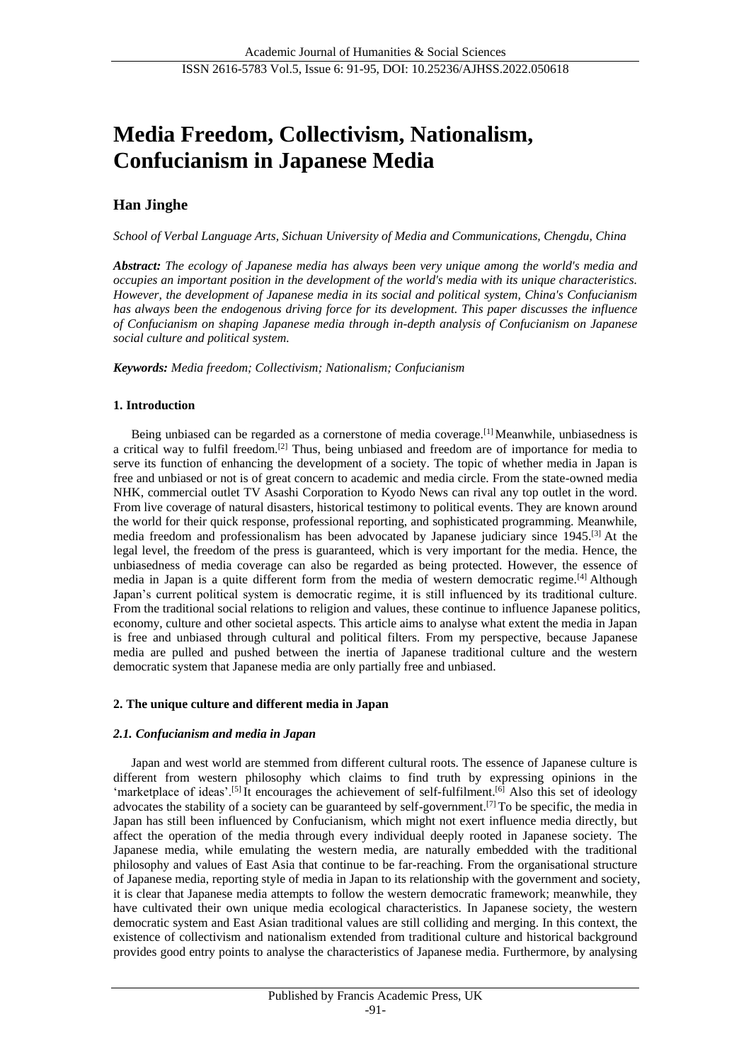# Media Freedom, Collectivism, Nationalism, Confucianism in Japanese Media

## Han Jinghe

*School of Verbal Language Arts, Sichuan University of Media and Communications, Chengdu, China*

***Abstract:*** *The ecology of Japanese media has always been very unique among the world's media and occupies an important position in the development of the world's media with its unique characteristics. However, the development of Japanese media in its social and political system, China's Confucianism has always been the endogenous driving force for its development. This paper discusses the influence of Confucianism on shaping Japanese media through in-depth analysis of Confucianism on Japanese social culture and political system.*

***Keywords:*** *Media freedom; Collectivism; Nationalism; Confucianism*

### 1. Introduction

Being unbiased can be regarded as a cornerstone of media coverage.[1] Meanwhile, unbiasedness is a critical way to fulfil freedom.[2] Thus, being unbiased and freedom are of importance for media to serve its function of enhancing the development of a society. The topic of whether media in Japan is free and unbiased or not is of great concern to academic and media circle. From the state-owned media NHK, commercial outlet TV Asashi Corporation to Kyodo News can rival any top outlet in the word. From live coverage of natural disasters, historical testimony to political events. They are known around the world for their quick response, professional reporting, and sophisticated programming. Meanwhile, media freedom and professionalism has been advocated by Japanese judiciary since 1945.[3] At the legal level, the freedom of the press is guaranteed, which is very important for the media. Hence, the unbiasedness of media coverage can also be regarded as being protected. However, the essence of media in Japan is a quite different form from the media of western democratic regime.[4] Although Japan's current political system is democratic regime, it is still influenced by its traditional culture. From the traditional social relations to religion and values, these continue to influence Japanese politics, economy, culture and other societal aspects. This article aims to analyse what extent the media in Japan is free and unbiased through cultural and political filters. From my perspective, because Japanese media are pulled and pushed between the inertia of Japanese traditional culture and the western democratic system that Japanese media are only partially free and unbiased.

### 2. The unique culture and different media in Japan

#### *2.1. Confucianism and media in Japan*

Japan and west world are stemmed from different cultural roots. The essence of Japanese culture is different from western philosophy which claims to find truth by expressing opinions in the 'marketplace of ideas'.[5] It encourages the achievement of self-fulfilment.[6] Also this set of ideology advocates the stability of a society can be guaranteed by self-government.[7] To be specific, the media in Japan has still been influenced by Confucianism, which might not exert influence media directly, but affect the operation of the media through every individual deeply rooted in Japanese society. The Japanese media, while emulating the western media, are naturally embedded with the traditional philosophy and values of East Asia that continue to be far-reaching. From the organisational structure of Japanese media, reporting style of media in Japan to its relationship with the government and society, it is clear that Japanese media attempts to follow the western democratic framework; meanwhile, they have cultivated their own unique media ecological characteristics. In Japanese society, the western democratic system and East Asian traditional values are still colliding and merging. In this context, the existence of collectivism and nationalism extended from traditional culture and historical background provides good entry points to analyse the characteristics of Japanese media. Furthermore, by analysing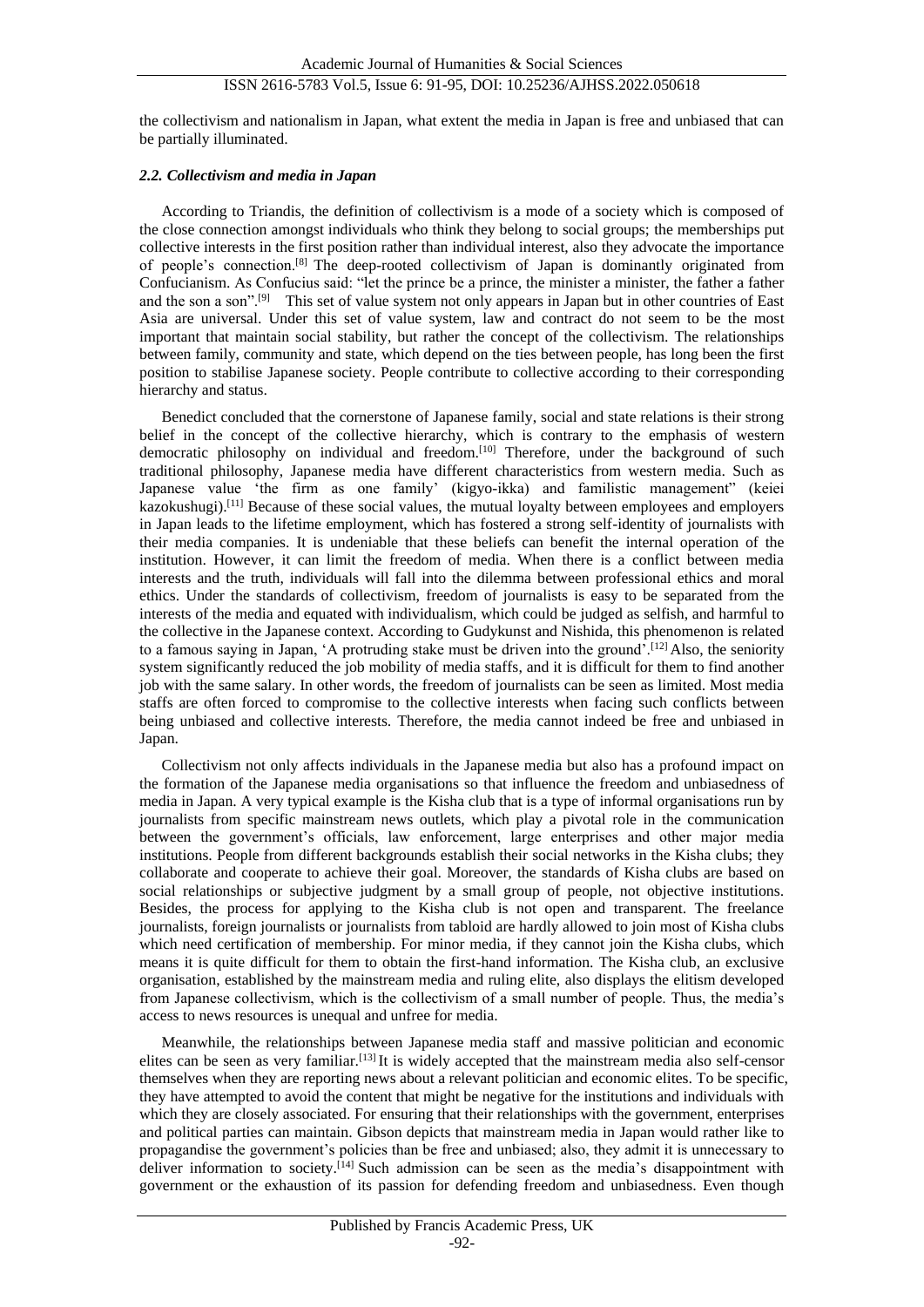the collectivism and nationalism in Japan, what extent the media in Japan is free and unbiased that can be partially illuminated.

### *2.2. Collectivism and media in Japan*

According to Triandis, the definition of collectivism is a mode of a society which is composed of the close connection amongst individuals who think they belong to social groups; the memberships put collective interests in the first position rather than individual interest, also they advocate the importance of people's connection.[8] The deep-rooted collectivism of Japan is dominantly originated from Confucianism. As Confucius said: "let the prince be a prince, the minister a minister, the father a father and the son a son".[9] This set of value system not only appears in Japan but in other countries of East Asia are universal. Under this set of value system, law and contract do not seem to be the most important that maintain social stability, but rather the concept of the collectivism. The relationships between family, community and state, which depend on the ties between people, has long been the first position to stabilise Japanese society. People contribute to collective according to their corresponding hierarchy and status.

Benedict concluded that the cornerstone of Japanese family, social and state relations is their strong belief in the concept of the collective hierarchy, which is contrary to the emphasis of western democratic philosophy on individual and freedom.[10] Therefore, under the background of such traditional philosophy, Japanese media have different characteristics from western media. Such as Japanese value 'the firm as one family' (kigyo-ikka) and familistic management" (keiei kazokushugi).[11] Because of these social values, the mutual loyalty between employees and employers in Japan leads to the lifetime employment, which has fostered a strong self-identity of journalists with their media companies. It is undeniable that these beliefs can benefit the internal operation of the institution. However, it can limit the freedom of media. When there is a conflict between media interests and the truth, individuals will fall into the dilemma between professional ethics and moral ethics. Under the standards of collectivism, freedom of journalists is easy to be separated from the interests of the media and equated with individualism, which could be judged as selfish, and harmful to the collective in the Japanese context. According to Gudykunst and Nishida, this phenomenon is related to a famous saying in Japan, 'A protruding stake must be driven into the ground'.[12] Also, the seniority system significantly reduced the job mobility of media staffs, and it is difficult for them to find another job with the same salary. In other words, the freedom of journalists can be seen as limited. Most media staffs are often forced to compromise to the collective interests when facing such conflicts between being unbiased and collective interests. Therefore, the media cannot indeed be free and unbiased in Japan.

Collectivism not only affects individuals in the Japanese media but also has a profound impact on the formation of the Japanese media organisations so that influence the freedom and unbiasedness of media in Japan. A very typical example is the Kisha club that is a type of informal organisations run by journalists from specific mainstream news outlets, which play a pivotal role in the communication between the government's officials, law enforcement, large enterprises and other major media institutions. People from different backgrounds establish their social networks in the Kisha clubs; they collaborate and cooperate to achieve their goal. Moreover, the standards of Kisha clubs are based on social relationships or subjective judgment by a small group of people, not objective institutions. Besides, the process for applying to the Kisha club is not open and transparent. The freelance journalists, foreign journalists or journalists from tabloid are hardly allowed to join most of Kisha clubs which need certification of membership. For minor media, if they cannot join the Kisha clubs, which means it is quite difficult for them to obtain the first-hand information. The Kisha club, an exclusive organisation, established by the mainstream media and ruling elite, also displays the elitism developed from Japanese collectivism, which is the collectivism of a small number of people. Thus, the media's access to news resources is unequal and unfree for media.

Meanwhile, the relationships between Japanese media staff and massive politician and economic elites can be seen as very familiar.[13] It is widely accepted that the mainstream media also self-censor themselves when they are reporting news about a relevant politician and economic elites. To be specific, they have attempted to avoid the content that might be negative for the institutions and individuals with which they are closely associated. For ensuring that their relationships with the government, enterprises and political parties can maintain. Gibson depicts that mainstream media in Japan would rather like to propagandise the government's policies than be free and unbiased; also, they admit it is unnecessary to deliver information to society.[14] Such admission can be seen as the media's disappointment with government or the exhaustion of its passion for defending freedom and unbiasedness. Even though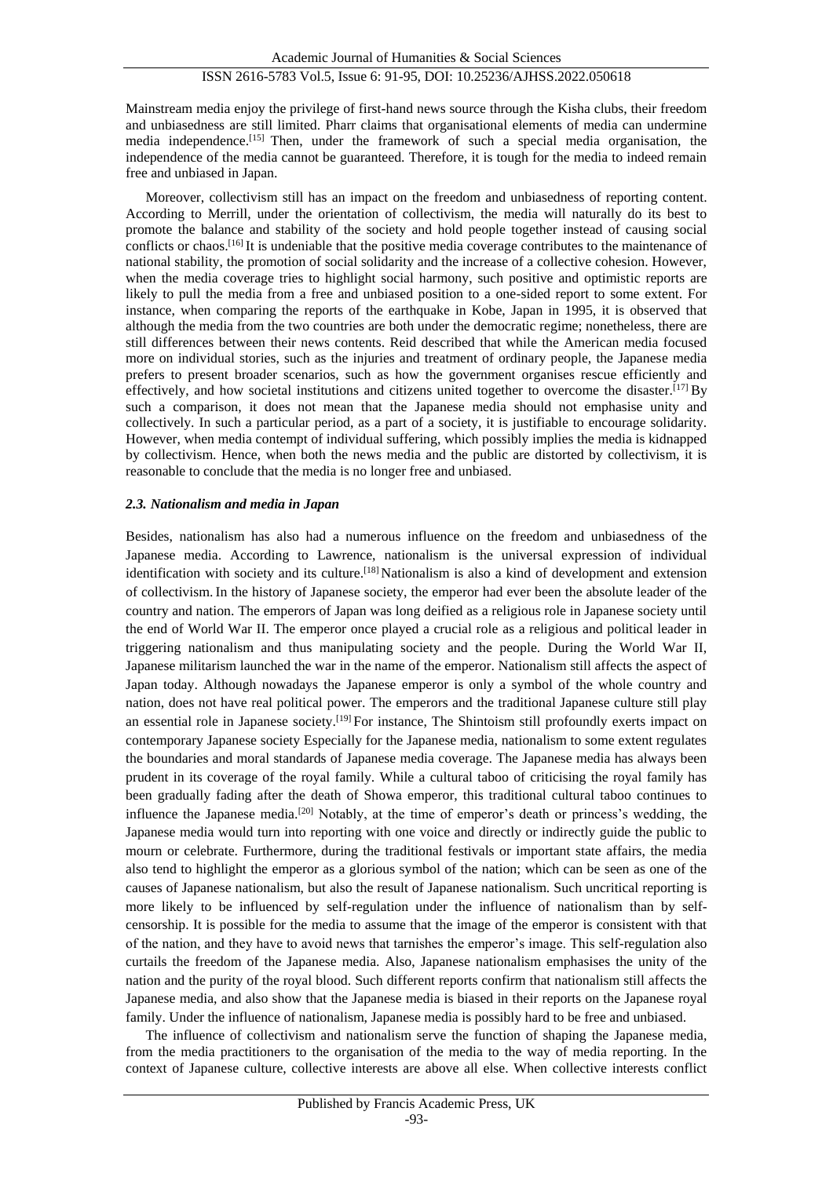Mainstream media enjoy the privilege of first-hand news source through the Kisha clubs, their freedom and unbiasedness are still limited. Pharr claims that organisational elements of media can undermine media independence.[15] Then, under the framework of such a special media organisation, the independence of the media cannot be guaranteed. Therefore, it is tough for the media to indeed remain free and unbiased in Japan.

Moreover, collectivism still has an impact on the freedom and unbiasedness of reporting content. According to Merrill, under the orientation of collectivism, the media will naturally do its best to promote the balance and stability of the society and hold people together instead of causing social conflicts or chaos.[16] It is undeniable that the positive media coverage contributes to the maintenance of national stability, the promotion of social solidarity and the increase of a collective cohesion. However, when the media coverage tries to highlight social harmony, such positive and optimistic reports are likely to pull the media from a free and unbiased position to a one-sided report to some extent. For instance, when comparing the reports of the earthquake in Kobe, Japan in 1995, it is observed that although the media from the two countries are both under the democratic regime; nonetheless, there are still differences between their news contents. Reid described that while the American media focused more on individual stories, such as the injuries and treatment of ordinary people, the Japanese media prefers to present broader scenarios, such as how the government organises rescue efficiently and effectively, and how societal institutions and citizens united together to overcome the disaster.[17] By such a comparison, it does not mean that the Japanese media should not emphasise unity and collectively. In such a particular period, as a part of a society, it is justifiable to encourage solidarity. However, when media contempt of individual suffering, which possibly implies the media is kidnapped by collectivism. Hence, when both the news media and the public are distorted by collectivism, it is reasonable to conclude that the media is no longer free and unbiased.

### *2.3. Nationalism and media in Japan*

Besides, nationalism has also had a numerous influence on the freedom and unbiasedness of the Japanese media. According to Lawrence, nationalism is the universal expression of individual identification with society and its culture.[18] Nationalism is also a kind of development and extension of collectivism. In the history of Japanese society, the emperor had ever been the absolute leader of the country and nation. The emperors of Japan was long deified as a religious role in Japanese society until the end of World War II. The emperor once played a crucial role as a religious and political leader in triggering nationalism and thus manipulating society and the people. During the World War II, Japanese militarism launched the war in the name of the emperor. Nationalism still affects the aspect of Japan today. Although nowadays the Japanese emperor is only a symbol of the whole country and nation, does not have real political power. The emperors and the traditional Japanese culture still play an essential role in Japanese society.[19] For instance, The Shintoism still profoundly exerts impact on contemporary Japanese society Especially for the Japanese media, nationalism to some extent regulates the boundaries and moral standards of Japanese media coverage. The Japanese media has always been prudent in its coverage of the royal family. While a cultural taboo of criticising the royal family has been gradually fading after the death of Showa emperor, this traditional cultural taboo continues to influence the Japanese media.[20] Notably, at the time of emperor's death or princess's wedding, the Japanese media would turn into reporting with one voice and directly or indirectly guide the public to mourn or celebrate. Furthermore, during the traditional festivals or important state affairs, the media also tend to highlight the emperor as a glorious symbol of the nation; which can be seen as one of the causes of Japanese nationalism, but also the result of Japanese nationalism. Such uncritical reporting is more likely to be influenced by self-regulation under the influence of nationalism than by self-censorship. It is possible for the media to assume that the image of the emperor is consistent with that of the nation, and they have to avoid news that tarnishes the emperor's image. This self-regulation also curtails the freedom of the Japanese media. Also, Japanese nationalism emphasises the unity of the nation and the purity of the royal blood. Such different reports confirm that nationalism still affects the Japanese media, and also show that the Japanese media is biased in their reports on the Japanese royal family. Under the influence of nationalism, Japanese media is possibly hard to be free and unbiased.

The influence of collectivism and nationalism serve the function of shaping the Japanese media, from the media practitioners to the organisation of the media to the way of media reporting. In the context of Japanese culture, collective interests are above all else. When collective interests conflict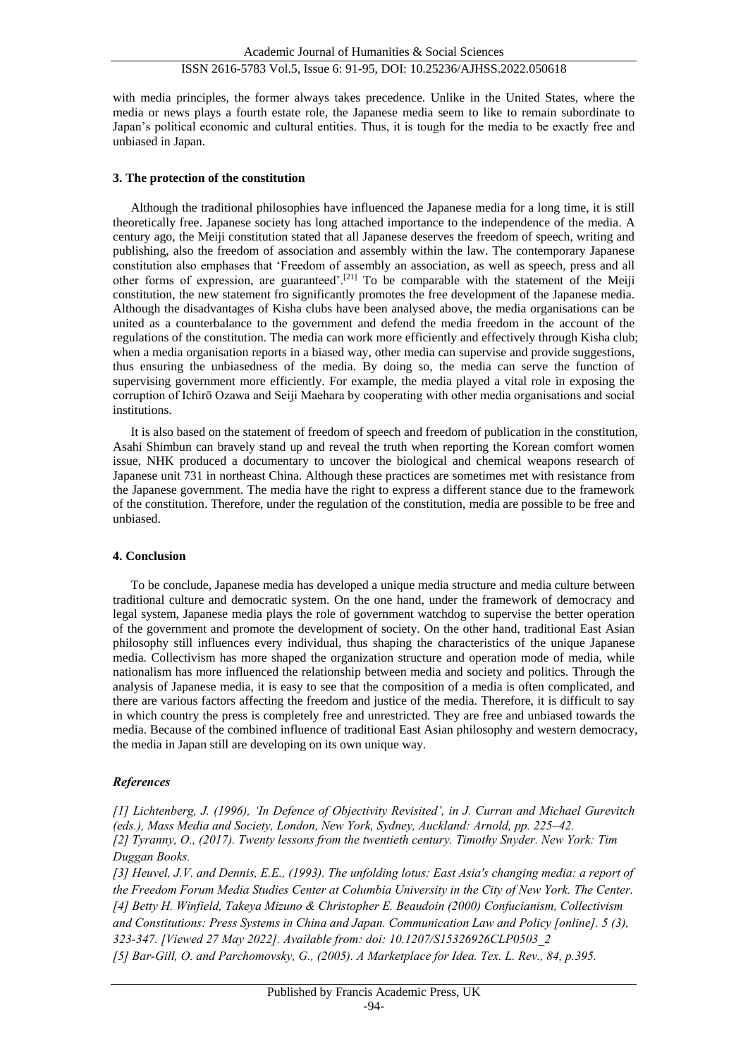with media principles, the former always takes precedence. Unlike in the United States, where the media or news plays a fourth estate role, the Japanese media seem to like to remain subordinate to Japan's political economic and cultural entities. Thus, it is tough for the media to be exactly free and unbiased in Japan.

### 3. The protection of the constitution

Although the traditional philosophies have influenced the Japanese media for a long time, it is still theoretically free. Japanese society has long attached importance to the independence of the media. A century ago, the Meiji constitution stated that all Japanese deserves the freedom of speech, writing and publishing, also the freedom of association and assembly within the law. The contemporary Japanese constitution also emphases that 'Freedom of assembly an association, as well as speech, press and all other forms of expression, are guaranteed'.[21] To be comparable with the statement of the Meiji constitution, the new statement fro significantly promotes the free development of the Japanese media. Although the disadvantages of Kisha clubs have been analysed above, the media organisations can be united as a counterbalance to the government and defend the media freedom in the account of the regulations of the constitution. The media can work more efficiently and effectively through Kisha club; when a media organisation reports in a biased way, other media can supervise and provide suggestions, thus ensuring the unbiasedness of the media. By doing so, the media can serve the function of supervising government more efficiently. For example, the media played a vital role in exposing the corruption of Ichirō Ozawa and Seiji Maehara by cooperating with other media organisations and social institutions.

It is also based on the statement of freedom of speech and freedom of publication in the constitution, Asahi Shimbun can bravely stand up and reveal the truth when reporting the Korean comfort women issue, NHK produced a documentary to uncover the biological and chemical weapons research of Japanese unit 731 in northeast China. Although these practices are sometimes met with resistance from the Japanese government. The media have the right to express a different stance due to the framework of the constitution. Therefore, under the regulation of the constitution, media are possible to be free and unbiased.

### 4. Conclusion

To be conclude, Japanese media has developed a unique media structure and media culture between traditional culture and democratic system. On the one hand, under the framework of democracy and legal system, Japanese media plays the role of government watchdog to supervise the better operation of the government and promote the development of society. On the other hand, traditional East Asian philosophy still influences every individual, thus shaping the characteristics of the unique Japanese media. Collectivism has more shaped the organization structure and operation mode of media, while nationalism has more influenced the relationship between media and society and politics. Through the analysis of Japanese media, it is easy to see that the composition of a media is often complicated, and there are various factors affecting the freedom and justice of the media. Therefore, it is difficult to say in which country the press is completely free and unrestricted. They are free and unbiased towards the media. Because of the combined influence of traditional East Asian philosophy and western democracy, the media in Japan still are developing on its own unique way.

### *References*

*[1] Lichtenberg, J. (1996), 'In Defence of Objectivity Revisited', in J. Curran and Michael Gurevitch (eds.), Mass Media and Society, London, New York, Sydney, Auckland: Arnold, pp. 225–42.*

*[2] Tyranny, O., (2017). Twenty lessons from the twentieth century. Timothy Snyder. New York: Tim Duggan Books.*

*[3] Heuvel, J.V. and Dennis, E.E., (1993). The unfolding lotus: East Asia's changing media: a report of the Freedom Forum Media Studies Center at Columbia University in the City of New York. The Center.*

*[4] Betty H. Winfield, Takeya Mizuno & Christopher E. Beaudoin (2000) Confucianism, Collectivism and Constitutions: Press Systems in China and Japan. Communication Law and Policy [online]. 5 (3), 323-347. [Viewed 27 May 2022]. Available from: doi: 10.1207/S15326926CLP0503_2*

*[5] Bar-Gill, O. and Parchomovsky, G., (2005). A Marketplace for Idea. Tex. L. Rev., 84, p.395.*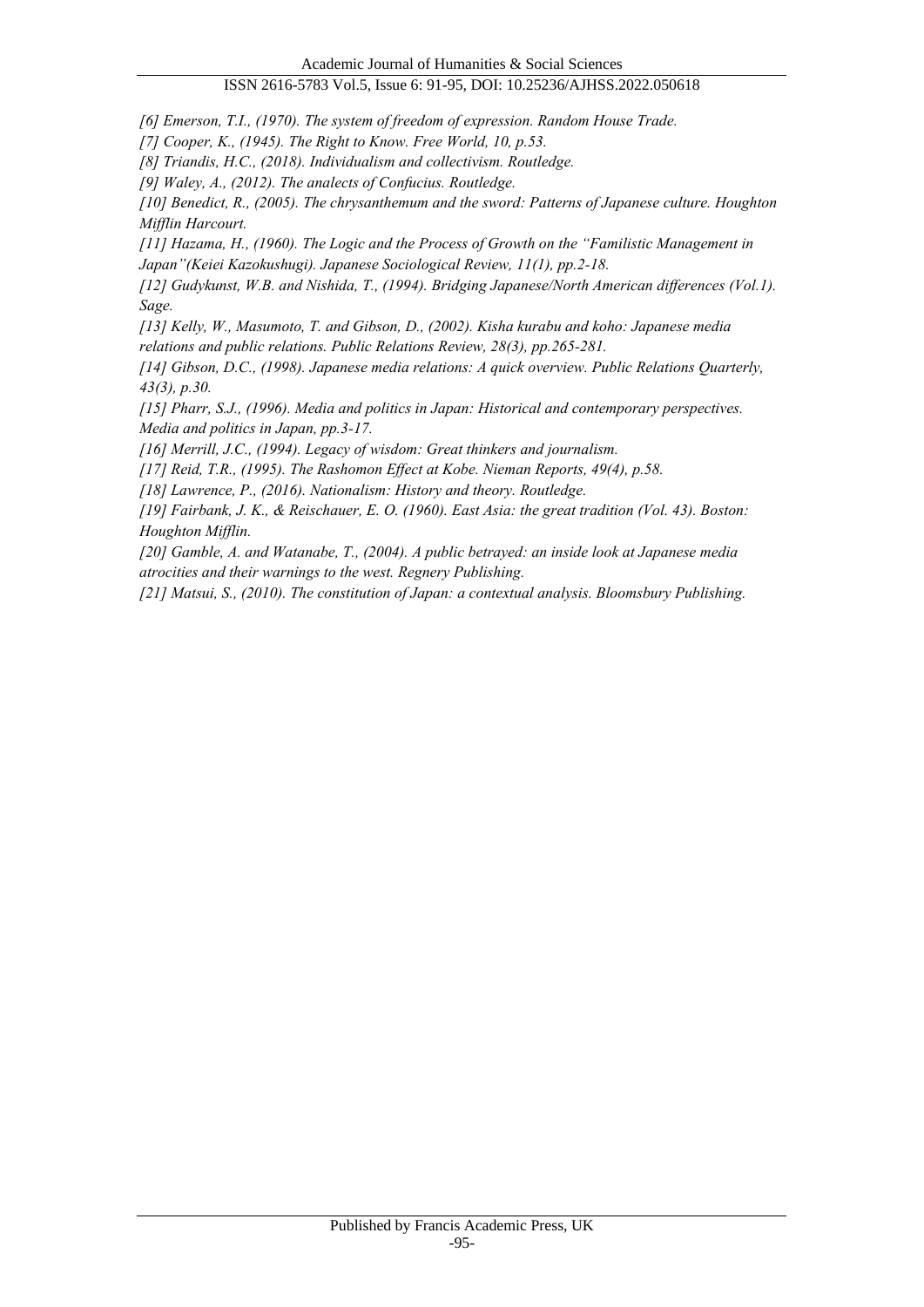*[6] Emerson, T.I., (1970). The system of freedom of expression. Random House Trade.*

*[7] Cooper, K., (1945). The Right to Know. Free World, 10, p.53.*

*[8] Triandis, H.C., (2018). Individualism and collectivism. Routledge.*

*[9] Waley, A., (2012). The analects of Confucius. Routledge.*

*[10] Benedict, R., (2005). The chrysanthemum and the sword: Patterns of Japanese culture. Houghton Mifflin Harcourt.*

*[11] Hazama, H., (1960). The Logic and the Process of Growth on the "Familistic Management in Japan"(Keiei Kazokushugi). Japanese Sociological Review, 11(1), pp.2-18.*

*[12] Gudykunst, W.B. and Nishida, T., (1994). Bridging Japanese/North American differences (Vol.1). Sage.*

*[13] Kelly, W., Masumoto, T. and Gibson, D., (2002). Kisha kurabu and koho: Japanese media relations and public relations. Public Relations Review, 28(3), pp.265-281.*

*[14] Gibson, D.C., (1998). Japanese media relations: A quick overview. Public Relations Quarterly, 43(3), p.30.*

*[15] Pharr, S.J., (1996). Media and politics in Japan: Historical and contemporary perspectives. Media and politics in Japan, pp.3-17.*

*[16] Merrill, J.C., (1994). Legacy of wisdom: Great thinkers and journalism.*

*[17] Reid, T.R., (1995). The Rashomon Effect at Kobe. Nieman Reports, 49(4), p.58.*

*[18] Lawrence, P., (2016). Nationalism: History and theory. Routledge.*

*[19] Fairbank, J. K., & Reischauer, E. O. (1960). East Asia: the great tradition (Vol. 43). Boston: Houghton Mifflin.*

*[20] Gamble, A. and Watanabe, T., (2004). A public betrayed: an inside look at Japanese media atrocities and their warnings to the west. Regnery Publishing.*

*[21] Matsui, S., (2010). The constitution of Japan: a contextual analysis. Bloomsbury Publishing.*